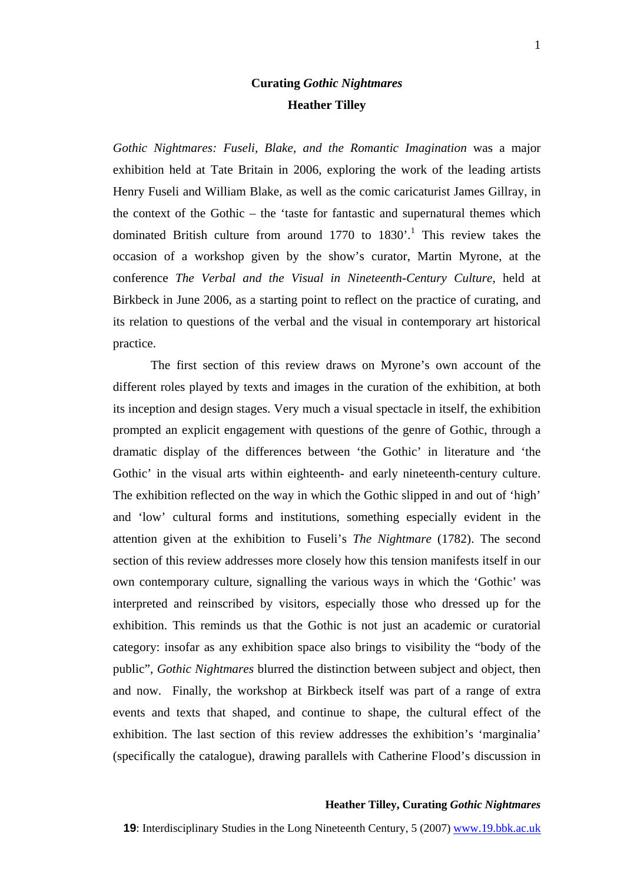# Curating *Gothic Nightmares*

## Heather Tilley

*Gothic Nightmares: Fuseli, Blake, and the Romantic Imagination* was a major exhibition held at Tate Britain in 2006, exploring the work of the leading artists Henry Fuseli and William Blake, as well as the comic caricaturist James Gillray, in the context of the Gothic – the 'taste for fantastic and supernatural themes which dominated British culture from around 1770 to 1830'.[1] This review takes the occasion of a workshop given by the show's curator, Martin Myrone, at the conference *The Verbal and the Visual in Nineteenth-Century Culture*, held at Birkbeck in June 2006, as a starting point to reflect on the practice of curating, and its relation to questions of the verbal and the visual in contemporary art historical practice.

The first section of this review draws on Myrone's own account of the different roles played by texts and images in the curation of the exhibition, at both its inception and design stages. Very much a visual spectacle in itself, the exhibition prompted an explicit engagement with questions of the genre of Gothic, through a dramatic display of the differences between 'the Gothic' in literature and 'the Gothic' in the visual arts within eighteenth- and early nineteenth-century culture. The exhibition reflected on the way in which the Gothic slipped in and out of 'high' and 'low' cultural forms and institutions, something especially evident in the attention given at the exhibition to Fuseli's *The Nightmare* (1782). The second section of this review addresses more closely how this tension manifests itself in our own contemporary culture, signalling the various ways in which the 'Gothic' was interpreted and reinscribed by visitors, especially those who dressed up for the exhibition. This reminds us that the Gothic is not just an academic or curatorial category: insofar as any exhibition space also brings to visibility the "body of the public", *Gothic Nightmares* blurred the distinction between subject and object, then and now. Finally, the workshop at Birkbeck itself was part of a range of extra events and texts that shaped, and continue to shape, the cultural effect of the exhibition. The last section of this review addresses the exhibition's 'marginalia' (specifically the catalogue), drawing parallels with Catherine Flood's discussion in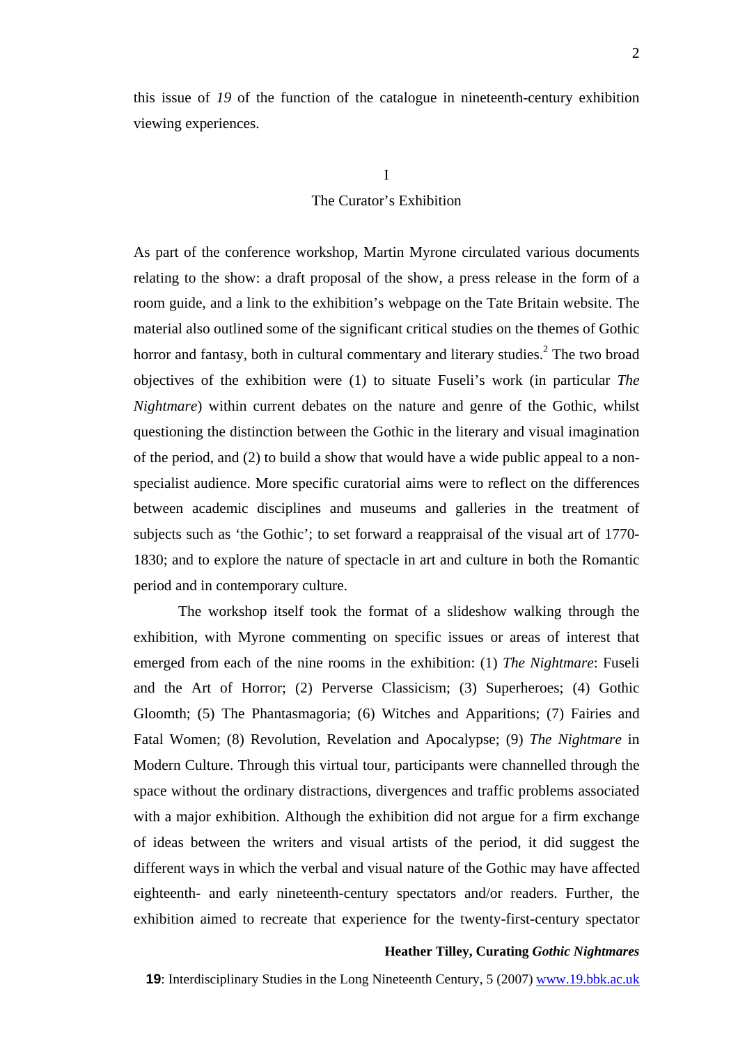this issue of *19* of the function of the catalogue in nineteenth-century exhibition viewing experiences.

## I
## The Curator's Exhibition

As part of the conference workshop, Martin Myrone circulated various documents relating to the show: a draft proposal of the show, a press release in the form of a room guide, and a link to the exhibition's webpage on the Tate Britain website. The material also outlined some of the significant critical studies on the themes of Gothic horror and fantasy, both in cultural commentary and literary studies.[2] The two broad objectives of the exhibition were (1) to situate Fuseli's work (in particular *The Nightmare*) within current debates on the nature and genre of the Gothic, whilst questioning the distinction between the Gothic in the literary and visual imagination of the period, and (2) to build a show that would have a wide public appeal to a non-specialist audience. More specific curatorial aims were to reflect on the differences between academic disciplines and museums and galleries in the treatment of subjects such as 'the Gothic'; to set forward a reappraisal of the visual art of 1770-1830; and to explore the nature of spectacle in art and culture in both the Romantic period and in contemporary culture.

The workshop itself took the format of a slideshow walking through the exhibition, with Myrone commenting on specific issues or areas of interest that emerged from each of the nine rooms in the exhibition: (1) *The Nightmare*: Fuseli and the Art of Horror; (2) Perverse Classicism; (3) Superheroes; (4) Gothic Gloomth; (5) The Phantasmagoria; (6) Witches and Apparitions; (7) Fairies and Fatal Women; (8) Revolution, Revelation and Apocalypse; (9) *The Nightmare* in Modern Culture. Through this virtual tour, participants were channelled through the space without the ordinary distractions, divergences and traffic problems associated with a major exhibition. Although the exhibition did not argue for a firm exchange of ideas between the writers and visual artists of the period, it did suggest the different ways in which the verbal and visual nature of the Gothic may have affected eighteenth- and early nineteenth-century spectators and/or readers. Further, the exhibition aimed to recreate that experience for the twenty-first-century spectator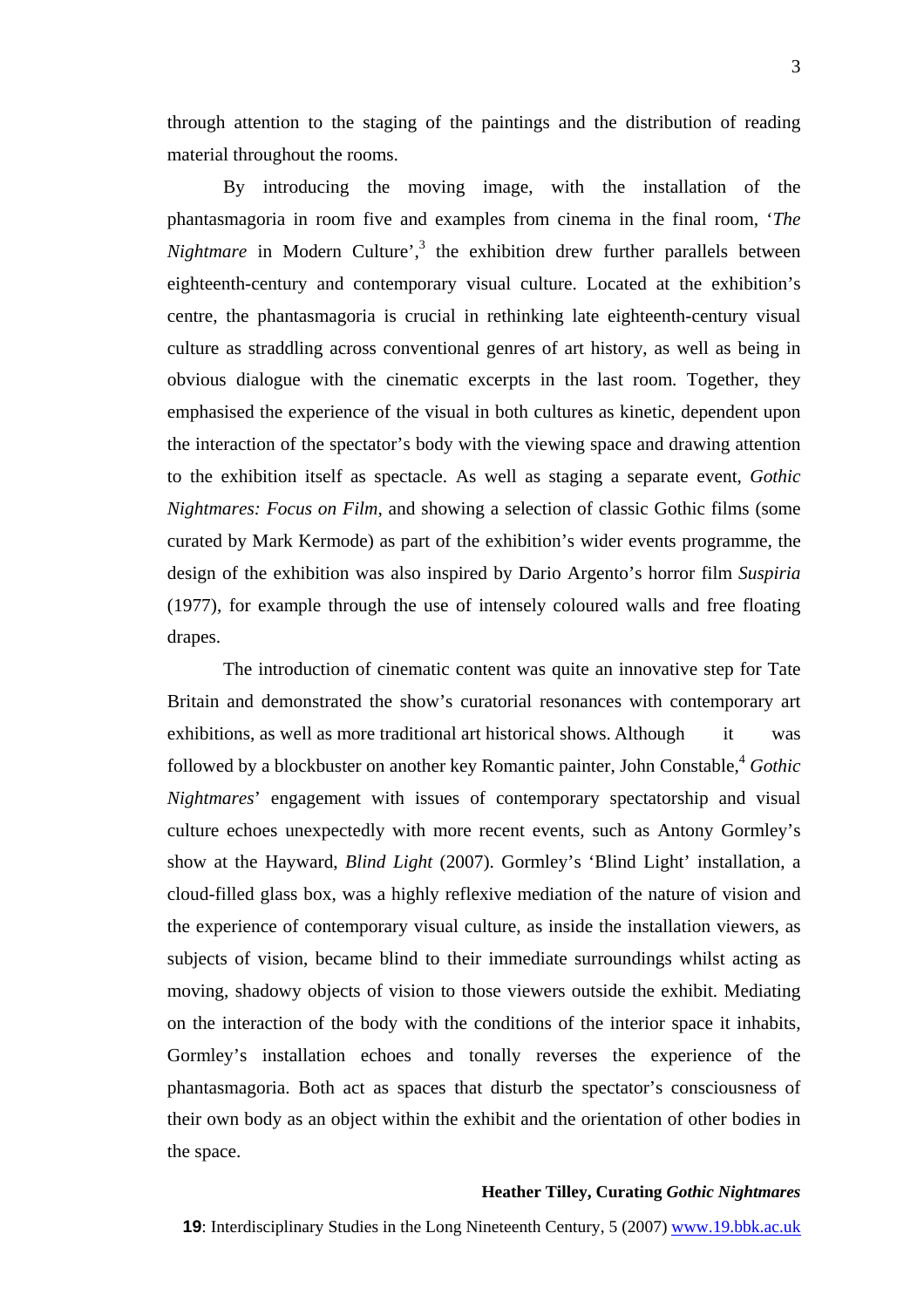through attention to the staging of the paintings and the distribution of reading material throughout the rooms.

By introducing the moving image, with the installation of the phantasmagoria in room five and examples from cinema in the final room, '*The Nightmare* in Modern Culture',[3] the exhibition drew further parallels between eighteenth-century and contemporary visual culture. Located at the exhibition's centre, the phantasmagoria is crucial in rethinking late eighteenth-century visual culture as straddling across conventional genres of art history, as well as being in obvious dialogue with the cinematic excerpts in the last room. Together, they emphasised the experience of the visual in both cultures as kinetic, dependent upon the interaction of the spectator's body with the viewing space and drawing attention to the exhibition itself as spectacle. As well as staging a separate event, *Gothic Nightmares: Focus on Film*, and showing a selection of classic Gothic films (some curated by Mark Kermode) as part of the exhibition's wider events programme, the design of the exhibition was also inspired by Dario Argento's horror film *Suspiria* (1977), for example through the use of intensely coloured walls and free floating drapes.

The introduction of cinematic content was quite an innovative step for Tate Britain and demonstrated the show's curatorial resonances with contemporary art exhibitions, as well as more traditional art historical shows. Although it was followed by a blockbuster on another key Romantic painter, John Constable,[4] *Gothic Nightmares*' engagement with issues of contemporary spectatorship and visual culture echoes unexpectedly with more recent events, such as Antony Gormley's show at the Hayward, *Blind Light* (2007). Gormley's 'Blind Light' installation, a cloud-filled glass box, was a highly reflexive mediation of the nature of vision and the experience of contemporary visual culture, as inside the installation viewers, as subjects of vision, became blind to their immediate surroundings whilst acting as moving, shadowy objects of vision to those viewers outside the exhibit. Mediating on the interaction of the body with the conditions of the interior space it inhabits, Gormley's installation echoes and tonally reverses the experience of the phantasmagoria. Both act as spaces that disturb the spectator's consciousness of their own body as an object within the exhibit and the orientation of other bodies in the space.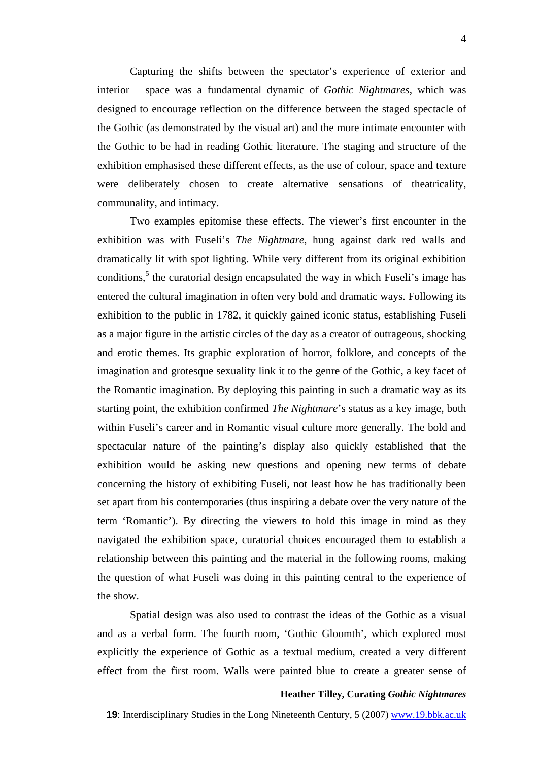Capturing the shifts between the spectator's experience of exterior and interior space was a fundamental dynamic of *Gothic Nightmares*, which was designed to encourage reflection on the difference between the staged spectacle of the Gothic (as demonstrated by the visual art) and the more intimate encounter with the Gothic to be had in reading Gothic literature. The staging and structure of the exhibition emphasised these different effects, as the use of colour, space and texture were deliberately chosen to create alternative sensations of theatricality, communality, and intimacy.

Two examples epitomise these effects. The viewer's first encounter in the exhibition was with Fuseli's *The Nightmare*, hung against dark red walls and dramatically lit with spot lighting. While very different from its original exhibition conditions,[5] the curatorial design encapsulated the way in which Fuseli's image has entered the cultural imagination in often very bold and dramatic ways. Following its exhibition to the public in 1782, it quickly gained iconic status, establishing Fuseli as a major figure in the artistic circles of the day as a creator of outrageous, shocking and erotic themes. Its graphic exploration of horror, folklore, and concepts of the imagination and grotesque sexuality link it to the genre of the Gothic, a key facet of the Romantic imagination. By deploying this painting in such a dramatic way as its starting point, the exhibition confirmed *The Nightmare*'s status as a key image, both within Fuseli's career and in Romantic visual culture more generally. The bold and spectacular nature of the painting's display also quickly established that the exhibition would be asking new questions and opening new terms of debate concerning the history of exhibiting Fuseli, not least how he has traditionally been set apart from his contemporaries (thus inspiring a debate over the very nature of the term 'Romantic'). By directing the viewers to hold this image in mind as they navigated the exhibition space, curatorial choices encouraged them to establish a relationship between this painting and the material in the following rooms, making the question of what Fuseli was doing in this painting central to the experience of the show.

Spatial design was also used to contrast the ideas of the Gothic as a visual and as a verbal form. The fourth room, 'Gothic Gloomth', which explored most explicitly the experience of Gothic as a textual medium, created a very different effect from the first room. Walls were painted blue to create a greater sense of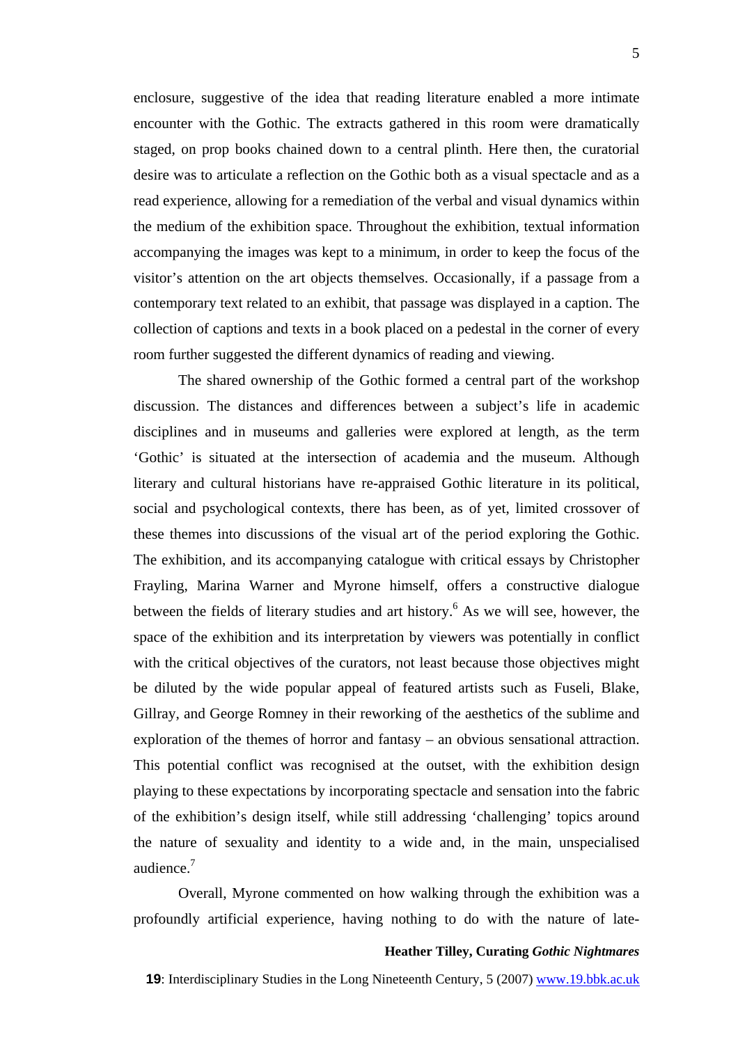enclosure, suggestive of the idea that reading literature enabled a more intimate encounter with the Gothic. The extracts gathered in this room were dramatically staged, on prop books chained down to a central plinth. Here then, the curatorial desire was to articulate a reflection on the Gothic both as a visual spectacle and as a read experience, allowing for a remediation of the verbal and visual dynamics within the medium of the exhibition space. Throughout the exhibition, textual information accompanying the images was kept to a minimum, in order to keep the focus of the visitor's attention on the art objects themselves. Occasionally, if a passage from a contemporary text related to an exhibit, that passage was displayed in a caption. The collection of captions and texts in a book placed on a pedestal in the corner of every room further suggested the different dynamics of reading and viewing.

The shared ownership of the Gothic formed a central part of the workshop discussion. The distances and differences between a subject's life in academic disciplines and in museums and galleries were explored at length, as the term 'Gothic' is situated at the intersection of academia and the museum. Although literary and cultural historians have re-appraised Gothic literature in its political, social and psychological contexts, there has been, as of yet, limited crossover of these themes into discussions of the visual art of the period exploring the Gothic. The exhibition, and its accompanying catalogue with critical essays by Christopher Frayling, Marina Warner and Myrone himself, offers a constructive dialogue between the fields of literary studies and art history.[6] As we will see, however, the space of the exhibition and its interpretation by viewers was potentially in conflict with the critical objectives of the curators, not least because those objectives might be diluted by the wide popular appeal of featured artists such as Fuseli, Blake, Gillray, and George Romney in their reworking of the aesthetics of the sublime and exploration of the themes of horror and fantasy – an obvious sensational attraction. This potential conflict was recognised at the outset, with the exhibition design playing to these expectations by incorporating spectacle and sensation into the fabric of the exhibition's design itself, while still addressing 'challenging' topics around the nature of sexuality and identity to a wide and, in the main, unspecialised audience.[7]

Overall, Myrone commented on how walking through the exhibition was a profoundly artificial experience, having nothing to do with the nature of late-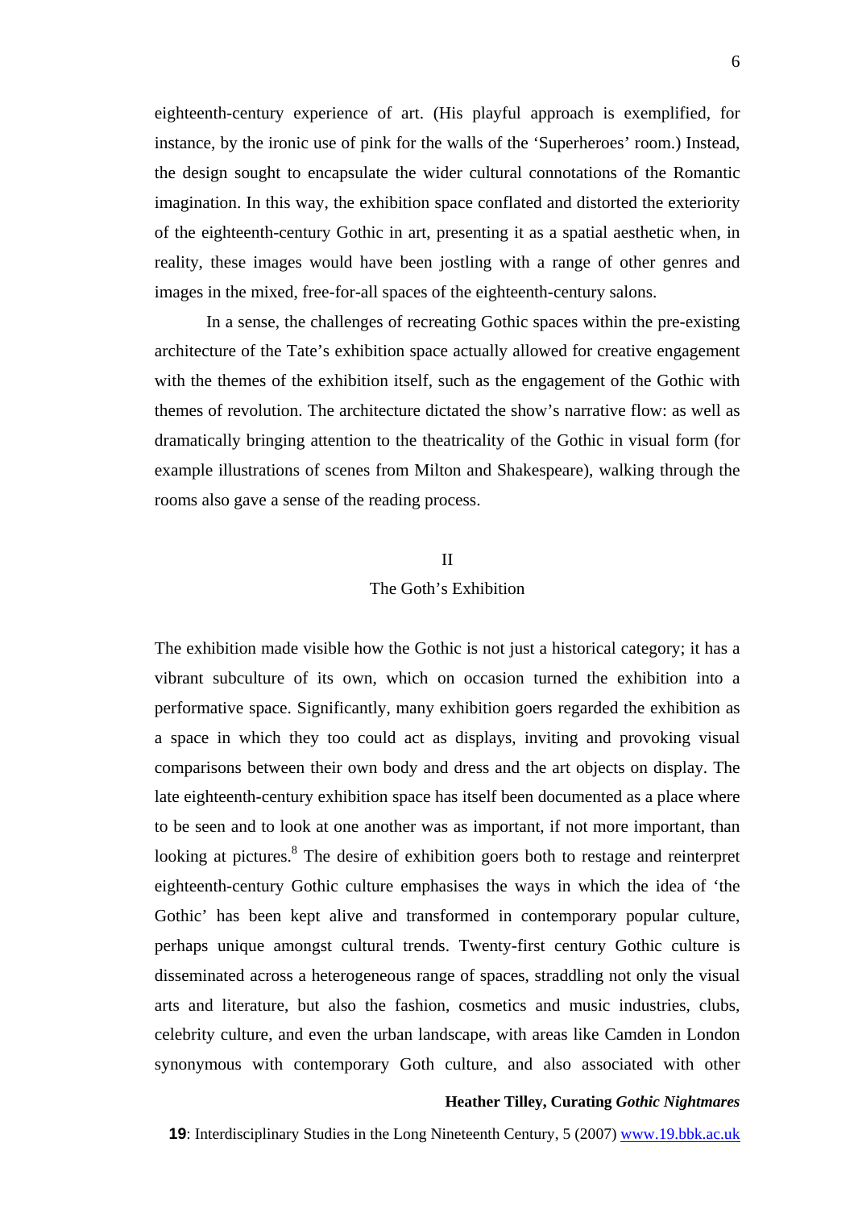eighteenth-century experience of art. (His playful approach is exemplified, for instance, by the ironic use of pink for the walls of the 'Superheroes' room.) Instead, the design sought to encapsulate the wider cultural connotations of the Romantic imagination. In this way, the exhibition space conflated and distorted the exteriority of the eighteenth-century Gothic in art, presenting it as a spatial aesthetic when, in reality, these images would have been jostling with a range of other genres and images in the mixed, free-for-all spaces of the eighteenth-century salons.

In a sense, the challenges of recreating Gothic spaces within the pre-existing architecture of the Tate's exhibition space actually allowed for creative engagement with the themes of the exhibition itself, such as the engagement of the Gothic with themes of revolution. The architecture dictated the show's narrative flow: as well as dramatically bringing attention to the theatricality of the Gothic in visual form (for example illustrations of scenes from Milton and Shakespeare), walking through the rooms also gave a sense of the reading process.

## II

## The Goth's Exhibition

The exhibition made visible how the Gothic is not just a historical category; it has a vibrant subculture of its own, which on occasion turned the exhibition into a performative space. Significantly, many exhibition goers regarded the exhibition as a space in which they too could act as displays, inviting and provoking visual comparisons between their own body and dress and the art objects on display. The late eighteenth-century exhibition space has itself been documented as a place where to be seen and to look at one another was as important, if not more important, than looking at pictures.[8] The desire of exhibition goers both to restage and reinterpret eighteenth-century Gothic culture emphasises the ways in which the idea of 'the Gothic' has been kept alive and transformed in contemporary popular culture, perhaps unique amongst cultural trends. Twenty-first century Gothic culture is disseminated across a heterogeneous range of spaces, straddling not only the visual arts and literature, but also the fashion, cosmetics and music industries, clubs, celebrity culture, and even the urban landscape, with areas like Camden in London synonymous with contemporary Goth culture, and also associated with other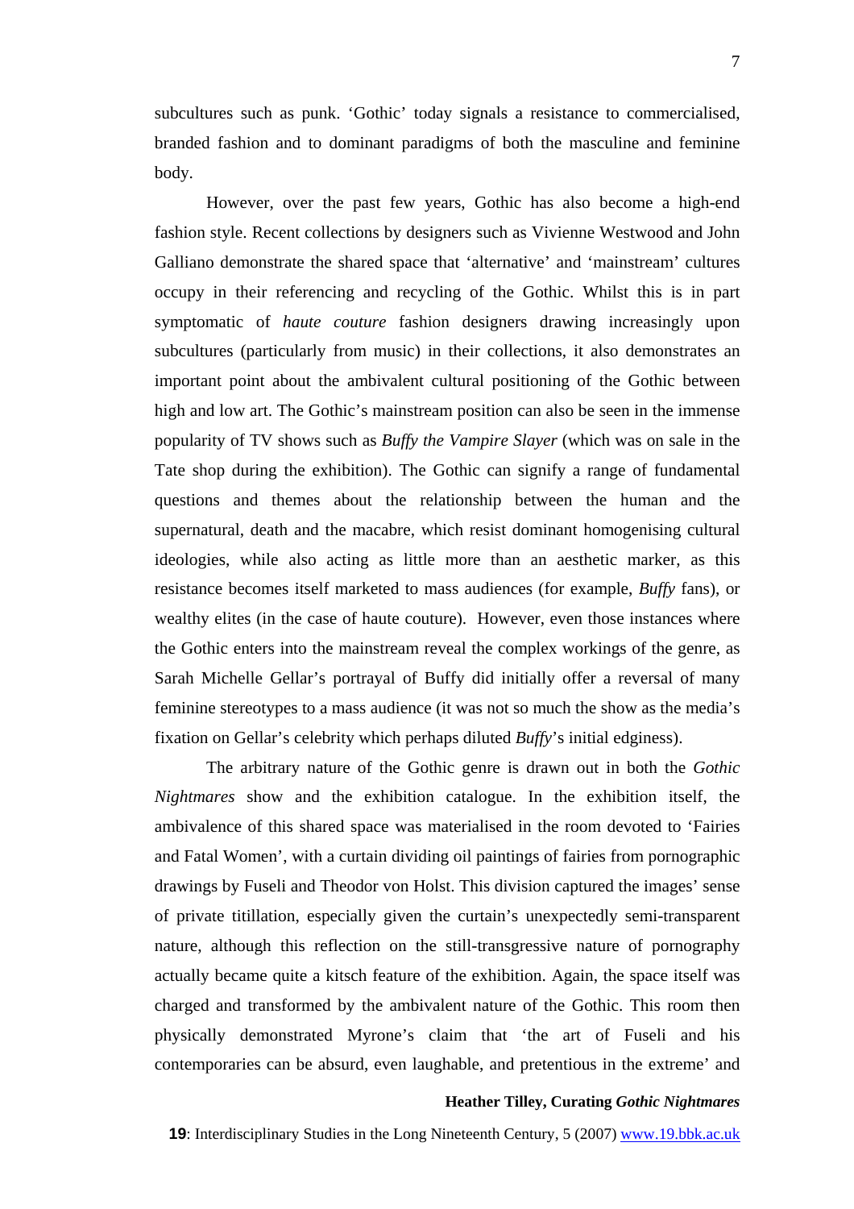subcultures such as punk. 'Gothic' today signals a resistance to commercialised, branded fashion and to dominant paradigms of both the masculine and feminine body.

However, over the past few years, Gothic has also become a high-end fashion style. Recent collections by designers such as Vivienne Westwood and John Galliano demonstrate the shared space that 'alternative' and 'mainstream' cultures occupy in their referencing and recycling of the Gothic. Whilst this is in part symptomatic of *haute couture* fashion designers drawing increasingly upon subcultures (particularly from music) in their collections, it also demonstrates an important point about the ambivalent cultural positioning of the Gothic between high and low art. The Gothic's mainstream position can also be seen in the immense popularity of TV shows such as *Buffy the Vampire Slayer* (which was on sale in the Tate shop during the exhibition). The Gothic can signify a range of fundamental questions and themes about the relationship between the human and the supernatural, death and the macabre, which resist dominant homogenising cultural ideologies, while also acting as little more than an aesthetic marker, as this resistance becomes itself marketed to mass audiences (for example, *Buffy* fans), or wealthy elites (in the case of haute couture). However, even those instances where the Gothic enters into the mainstream reveal the complex workings of the genre, as Sarah Michelle Gellar's portrayal of Buffy did initially offer a reversal of many feminine stereotypes to a mass audience (it was not so much the show as the media's fixation on Gellar's celebrity which perhaps diluted *Buffy*'s initial edginess).

The arbitrary nature of the Gothic genre is drawn out in both the *Gothic Nightmares* show and the exhibition catalogue. In the exhibition itself, the ambivalence of this shared space was materialised in the room devoted to 'Fairies and Fatal Women', with a curtain dividing oil paintings of fairies from pornographic drawings by Fuseli and Theodor von Holst. This division captured the images' sense of private titillation, especially given the curtain's unexpectedly semi-transparent nature, although this reflection on the still-transgressive nature of pornography actually became quite a kitsch feature of the exhibition. Again, the space itself was charged and transformed by the ambivalent nature of the Gothic. This room then physically demonstrated Myrone's claim that 'the art of Fuseli and his contemporaries can be absurd, even laughable, and pretentious in the extreme' and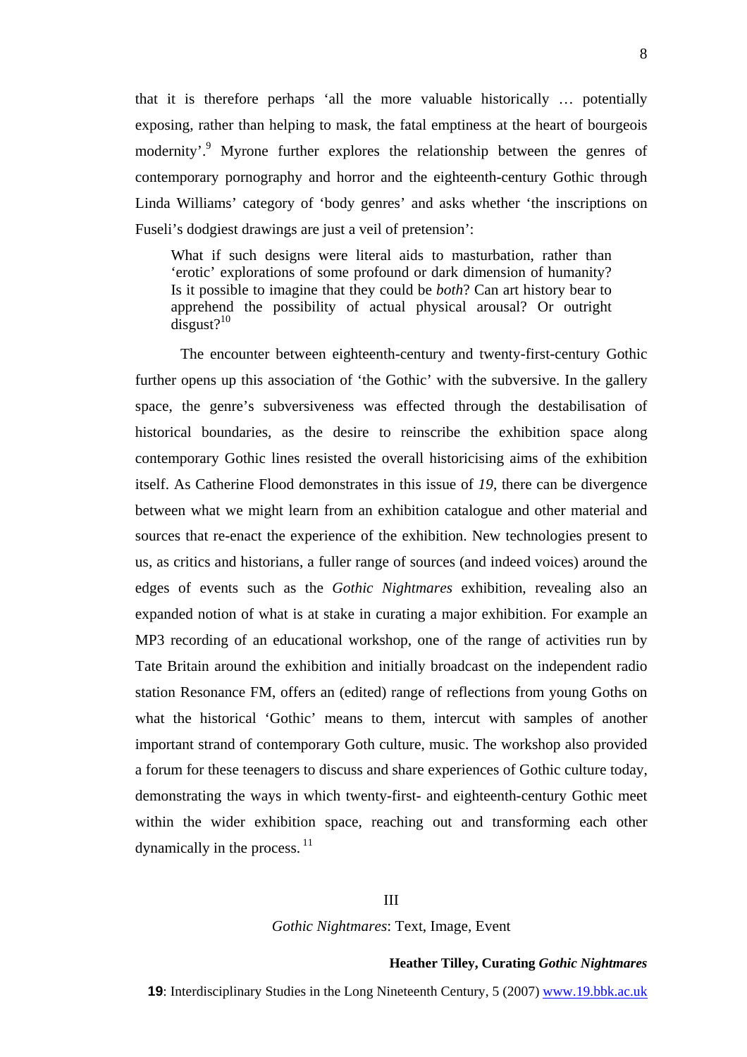that it is therefore perhaps 'all the more valuable historically … potentially exposing, rather than helping to mask, the fatal emptiness at the heart of bourgeois modernity'.[9] Myrone further explores the relationship between the genres of contemporary pornography and horror and the eighteenth-century Gothic through Linda Williams' category of 'body genres' and asks whether 'the inscriptions on Fuseli's dodgiest drawings are just a veil of pretension':

> What if such designs were literal aids to masturbation, rather than 'erotic' explorations of some profound or dark dimension of humanity? Is it possible to imagine that they could be *both*? Can art history bear to apprehend the possibility of actual physical arousal? Or outright disgust?[10]

The encounter between eighteenth-century and twenty-first-century Gothic further opens up this association of 'the Gothic' with the subversive. In the gallery space, the genre's subversiveness was effected through the destabilisation of historical boundaries, as the desire to reinscribe the exhibition space along contemporary Gothic lines resisted the overall historicising aims of the exhibition itself. As Catherine Flood demonstrates in this issue of *19*, there can be divergence between what we might learn from an exhibition catalogue and other material and sources that re-enact the experience of the exhibition. New technologies present to us, as critics and historians, a fuller range of sources (and indeed voices) around the edges of events such as the *Gothic Nightmares* exhibition, revealing also an expanded notion of what is at stake in curating a major exhibition. For example an MP3 recording of an educational workshop, one of the range of activities run by Tate Britain around the exhibition and initially broadcast on the independent radio station Resonance FM, offers an (edited) range of reflections from young Goths on what the historical 'Gothic' means to them, intercut with samples of another important strand of contemporary Goth culture, music. The workshop also provided a forum for these teenagers to discuss and share experiences of Gothic culture today, demonstrating the ways in which twenty-first- and eighteenth-century Gothic meet within the wider exhibition space, reaching out and transforming each other dynamically in the process.[11]

## III

### *Gothic Nightmares*: Text, Image, Event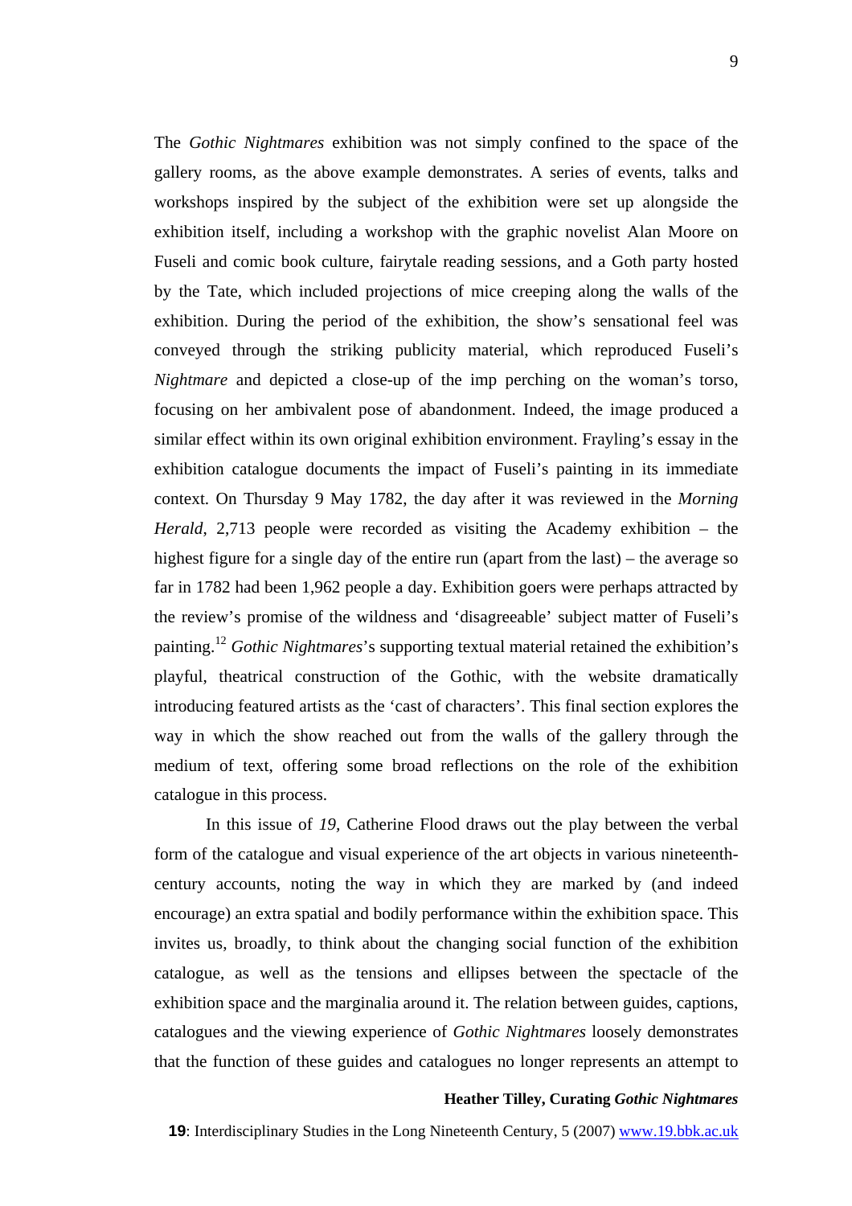The *Gothic Nightmares* exhibition was not simply confined to the space of the gallery rooms, as the above example demonstrates. A series of events, talks and workshops inspired by the subject of the exhibition were set up alongside the exhibition itself, including a workshop with the graphic novelist Alan Moore on Fuseli and comic book culture, fairytale reading sessions, and a Goth party hosted by the Tate, which included projections of mice creeping along the walls of the exhibition. During the period of the exhibition, the show's sensational feel was conveyed through the striking publicity material, which reproduced Fuseli's *Nightmare* and depicted a close-up of the imp perching on the woman's torso, focusing on her ambivalent pose of abandonment. Indeed, the image produced a similar effect within its own original exhibition environment. Frayling's essay in the exhibition catalogue documents the impact of Fuseli's painting in its immediate context. On Thursday 9 May 1782, the day after it was reviewed in the *Morning Herald*, 2,713 people were recorded as visiting the Academy exhibition – the highest figure for a single day of the entire run (apart from the last) – the average so far in 1782 had been 1,962 people a day. Exhibition goers were perhaps attracted by the review's promise of the wildness and 'disagreeable' subject matter of Fuseli's painting.[12] *Gothic Nightmares*'s supporting textual material retained the exhibition's playful, theatrical construction of the Gothic, with the website dramatically introducing featured artists as the 'cast of characters'. This final section explores the way in which the show reached out from the walls of the gallery through the medium of text, offering some broad reflections on the role of the exhibition catalogue in this process.

In this issue of *19,* Catherine Flood draws out the play between the verbal form of the catalogue and visual experience of the art objects in various nineteenth-century accounts, noting the way in which they are marked by (and indeed encourage) an extra spatial and bodily performance within the exhibition space. This invites us, broadly, to think about the changing social function of the exhibition catalogue, as well as the tensions and ellipses between the spectacle of the exhibition space and the marginalia around it. The relation between guides, captions, catalogues and the viewing experience of *Gothic Nightmares* loosely demonstrates that the function of these guides and catalogues no longer represents an attempt to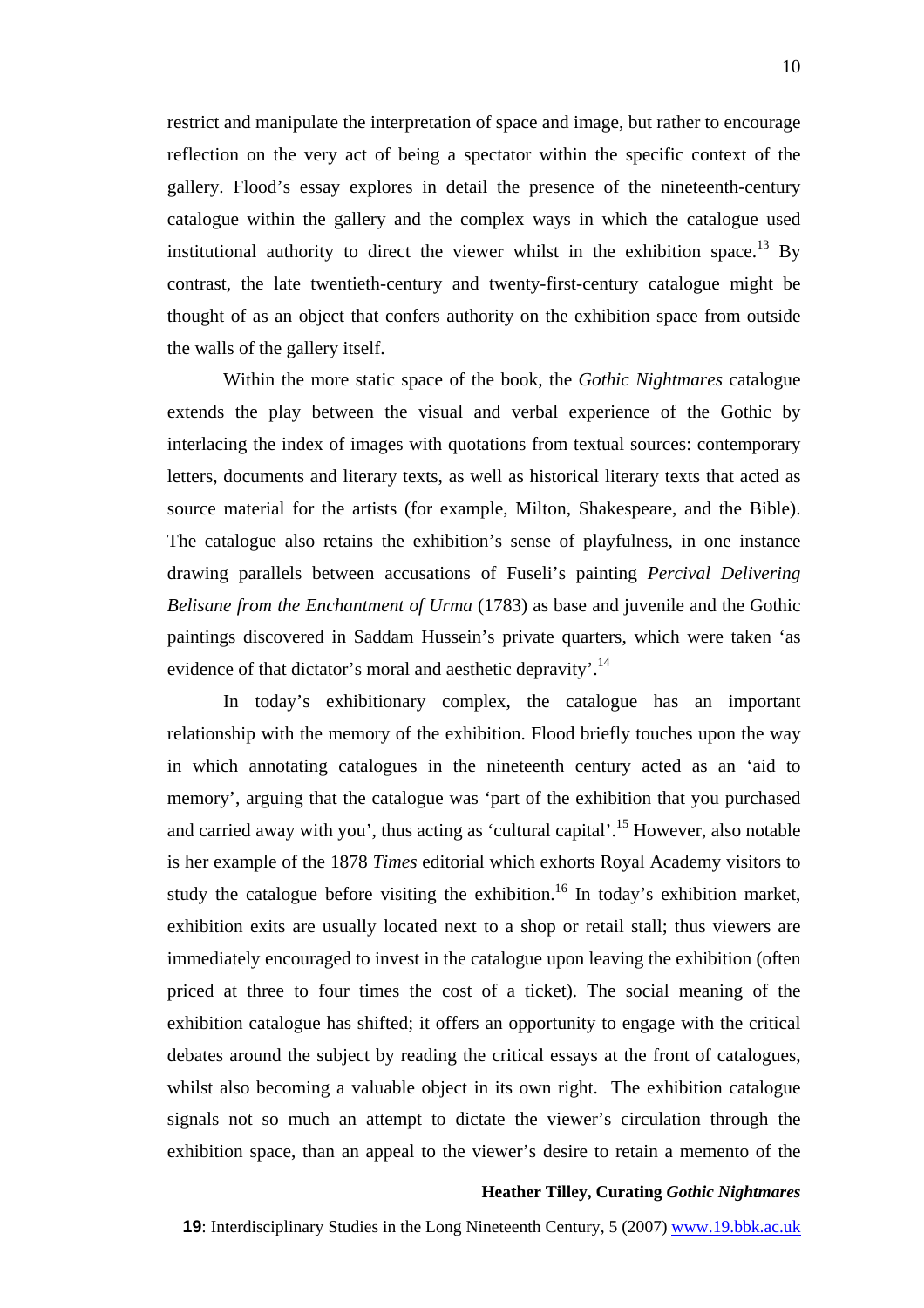restrict and manipulate the interpretation of space and image, but rather to encourage reflection on the very act of being a spectator within the specific context of the gallery. Flood's essay explores in detail the presence of the nineteenth-century catalogue within the gallery and the complex ways in which the catalogue used institutional authority to direct the viewer whilst in the exhibition space.[13] By contrast, the late twentieth-century and twenty-first-century catalogue might be thought of as an object that confers authority on the exhibition space from outside the walls of the gallery itself.

Within the more static space of the book, the *Gothic Nightmares* catalogue extends the play between the visual and verbal experience of the Gothic by interlacing the index of images with quotations from textual sources: contemporary letters, documents and literary texts, as well as historical literary texts that acted as source material for the artists (for example, Milton, Shakespeare, and the Bible). The catalogue also retains the exhibition's sense of playfulness, in one instance drawing parallels between accusations of Fuseli's painting *Percival Delivering Belisane from the Enchantment of Urma* (1783) as base and juvenile and the Gothic paintings discovered in Saddam Hussein's private quarters, which were taken 'as evidence of that dictator's moral and aesthetic depravity'.[14]

In today's exhibitionary complex, the catalogue has an important relationship with the memory of the exhibition. Flood briefly touches upon the way in which annotating catalogues in the nineteenth century acted as an 'aid to memory', arguing that the catalogue was 'part of the exhibition that you purchased and carried away with you', thus acting as 'cultural capital'.[15] However, also notable is her example of the 1878 *Times* editorial which exhorts Royal Academy visitors to study the catalogue before visiting the exhibition.[16] In today's exhibition market, exhibition exits are usually located next to a shop or retail stall; thus viewers are immediately encouraged to invest in the catalogue upon leaving the exhibition (often priced at three to four times the cost of a ticket). The social meaning of the exhibition catalogue has shifted; it offers an opportunity to engage with the critical debates around the subject by reading the critical essays at the front of catalogues, whilst also becoming a valuable object in its own right. The exhibition catalogue signals not so much an attempt to dictate the viewer's circulation through the exhibition space, than an appeal to the viewer's desire to retain a memento of the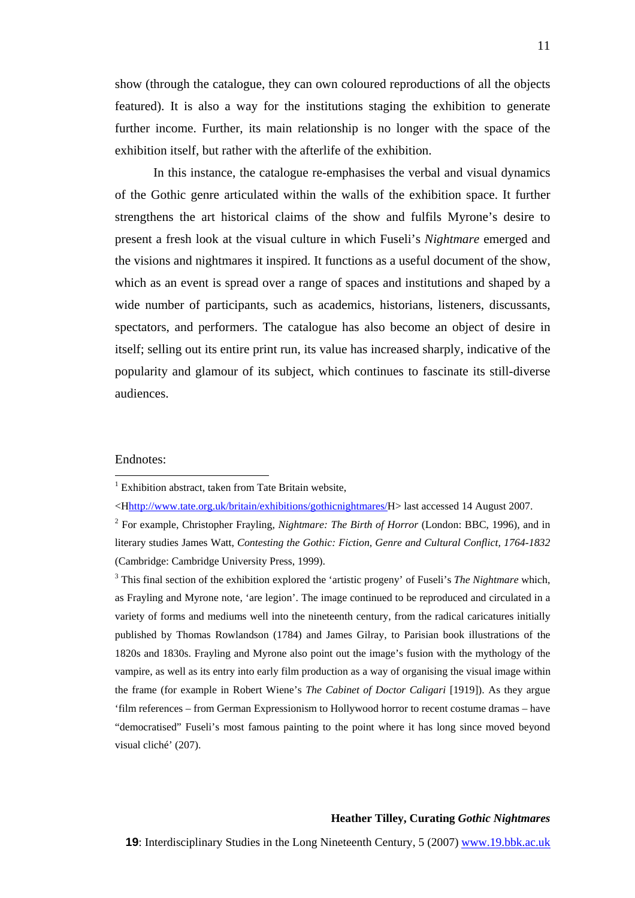show (through the catalogue, they can own coloured reproductions of all the objects featured). It is also a way for the institutions staging the exhibition to generate further income. Further, its main relationship is no longer with the space of the exhibition itself, but rather with the afterlife of the exhibition.

In this instance, the catalogue re-emphasises the verbal and visual dynamics of the Gothic genre articulated within the walls of the exhibition space. It further strengthens the art historical claims of the show and fulfils Myrone's desire to present a fresh look at the visual culture in which Fuseli's *Nightmare* emerged and the visions and nightmares it inspired. It functions as a useful document of the show, which as an event is spread over a range of spaces and institutions and shaped by a wide number of participants, such as academics, historians, listeners, discussants, spectators, and performers. The catalogue has also become an object of desire in itself; selling out its entire print run, its value has increased sharply, indicative of the popularity and glamour of its subject, which continues to fascinate its still-diverse audiences.

Endnotes:

[1] Exhibition abstract, taken from Tate Britain website, <Hhttp://www.tate.org.uk/britain/exhibitions/gothicnightmares/H> last accessed 14 August 2007.

[2] For example, Christopher Frayling, *Nightmare: The Birth of Horror* (London: BBC, 1996), and in literary studies James Watt, *Contesting the Gothic: Fiction, Genre and Cultural Conflict, 1764-1832* (Cambridge: Cambridge University Press, 1999).

[3] This final section of the exhibition explored the 'artistic progeny' of Fuseli's *The Nightmare* which, as Frayling and Myrone note, 'are legion'. The image continued to be reproduced and circulated in a variety of forms and mediums well into the nineteenth century, from the radical caricatures initially published by Thomas Rowlandson (1784) and James Gilray, to Parisian book illustrations of the 1820s and 1830s. Frayling and Myrone also point out the image's fusion with the mythology of the vampire, as well as its entry into early film production as a way of organising the visual image within the frame (for example in Robert Wiene's *The Cabinet of Doctor Caligari* [1919]). As they argue 'film references – from German Expressionism to Hollywood horror to recent costume dramas – have "democratised" Fuseli's most famous painting to the point where it has long since moved beyond visual cliché' (207).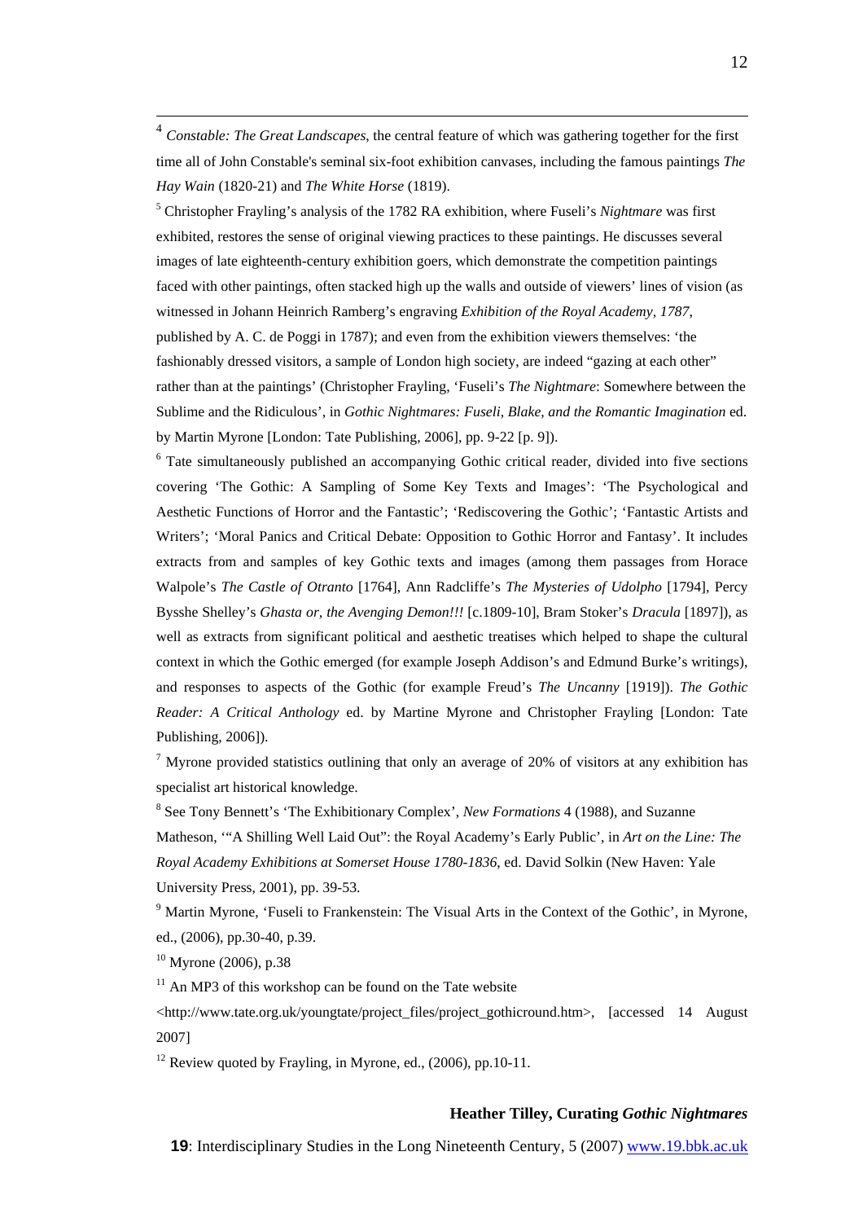[4] *Constable: The Great Landscapes*, the central feature of which was gathering together for the first time all of John Constable's seminal six-foot exhibition canvases, including the famous paintings *The Hay Wain* (1820-21) and *The White Horse* (1819).

[5] Christopher Frayling's analysis of the 1782 RA exhibition, where Fuseli's *Nightmare* was first exhibited, restores the sense of original viewing practices to these paintings. He discusses several images of late eighteenth-century exhibition goers, which demonstrate the competition paintings faced with other paintings, often stacked high up the walls and outside of viewers' lines of vision (as witnessed in Johann Heinrich Ramberg's engraving *Exhibition of the Royal Academy, 1787*, published by A. C. de Poggi in 1787); and even from the exhibition viewers themselves: 'the fashionably dressed visitors, a sample of London high society, are indeed "gazing at each other" rather than at the paintings' (Christopher Frayling, 'Fuseli's *The Nightmare*: Somewhere between the Sublime and the Ridiculous', in *Gothic Nightmares: Fuseli, Blake, and the Romantic Imagination* ed. by Martin Myrone [London: Tate Publishing, 2006], pp. 9-22 [p. 9]).

[6] Tate simultaneously published an accompanying Gothic critical reader, divided into five sections covering 'The Gothic: A Sampling of Some Key Texts and Images': 'The Psychological and Aesthetic Functions of Horror and the Fantastic'; 'Rediscovering the Gothic'; 'Fantastic Artists and Writers'; 'Moral Panics and Critical Debate: Opposition to Gothic Horror and Fantasy'. It includes extracts from and samples of key Gothic texts and images (among them passages from Horace Walpole's *The Castle of Otranto* [1764], Ann Radcliffe's *The Mysteries of Udolpho* [1794], Percy Bysshe Shelley's *Ghasta or, the Avenging Demon!!!* [c.1809-10], Bram Stoker's *Dracula* [1897]), as well as extracts from significant political and aesthetic treatises which helped to shape the cultural context in which the Gothic emerged (for example Joseph Addison's and Edmund Burke's writings), and responses to aspects of the Gothic (for example Freud's *The Uncanny* [1919]). *The Gothic Reader: A Critical Anthology* ed. by Martine Myrone and Christopher Frayling [London: Tate Publishing, 2006]).

[7] Myrone provided statistics outlining that only an average of 20% of visitors at any exhibition has specialist art historical knowledge.

[8] See Tony Bennett's 'The Exhibitionary Complex', *New Formations* 4 (1988), and Suzanne Matheson, '"A Shilling Well Laid Out": the Royal Academy's Early Public', in *Art on the Line: The Royal Academy Exhibitions at Somerset House 1780-1836*, ed. David Solkin (New Haven: Yale University Press, 2001), pp. 39-53.

[9] Martin Myrone, 'Fuseli to Frankenstein: The Visual Arts in the Context of the Gothic', in Myrone, ed., (2006), pp.30-40, p.39.

[10] Myrone (2006), p.38

[11] An MP3 of this workshop can be found on the Tate website <http://www.tate.org.uk/youngtate/project_files/project_gothicround.htm>, [accessed 14 August 2007]

[12] Review quoted by Frayling, in Myrone, ed., (2006), pp.10-11.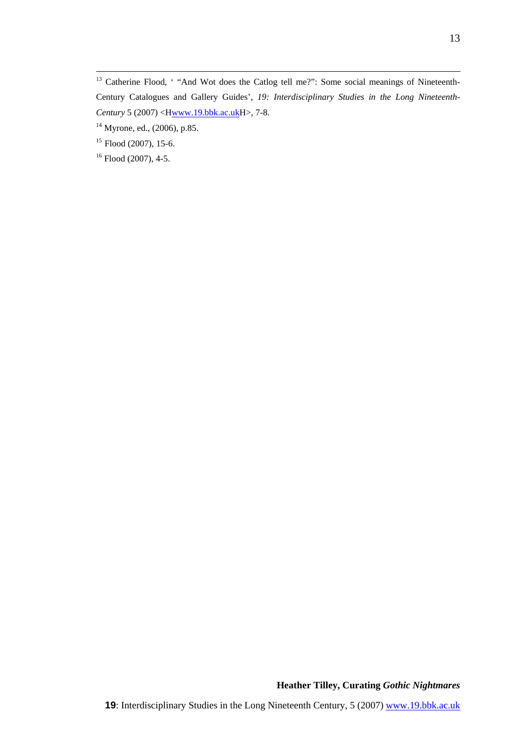[13] Catherine Flood, ' "And Wot does the Catlog tell me?": Some social meanings of Nineteenth-Century Catalogues and Gallery Guides', *19: Interdisciplinary Studies in the Long Nineteenth-Century* 5 (2007) <Hwww.19.bbk.ac.ukH>, 7-8.

[14] Myrone, ed., (2006), p.85.

[15] Flood (2007), 15-6.

[16] Flood (2007), 4-5.